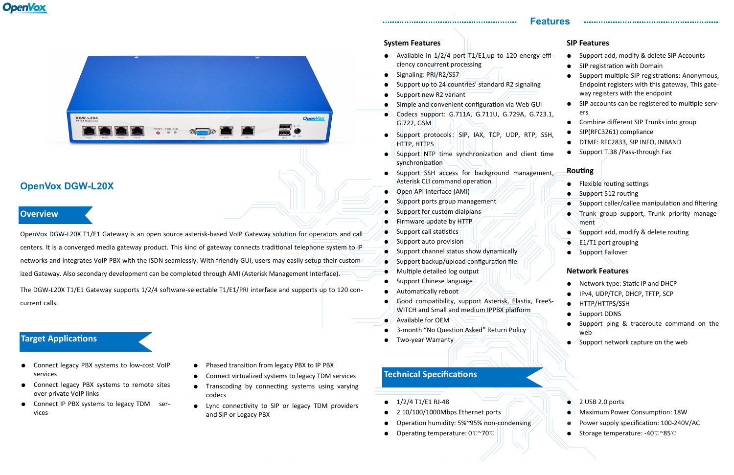# OpenVox DGW-L20X

## Overview

OpenVox DGW-L20X T1/E1 Gateway is an open source asterisk-based VoIP Gateway solution for operators and call centers. It is a converged media gateway product. This kind of gateway connects traditional telephone system to IP networks and integrates VoIP PBX with the ISDN seamlessly. With friendly GUI, users may easily setup their customized Gateway. Also secondary development can be completed through AMI (Asterisk Management Interface).

The DGW-L20X T1/E1 Gateway supports 1/2/4 software-selectable T1/E1/PRI interface and supports up to 120 concurrent calls.

## Target Applications

- Connect legacy PBX systems to low-cost VoIP services
- Connect legacy PBX systems to remote sites over private VoIP links
- Connect IP PBX systems to legacy TDM services
- Phased transition from legacy PBX to IP PBX
- Connect virtualized systems to legacy TDM services
- Transcoding by connecting systems using varying codecs
- Lync connectivity to SIP or legacy TDM providers and SIP or Legacy PBX

## Features

### System Features

- Available in 1/2/4 port T1/E1,up to 120 energy efficiency concurrent processing
- Signaling: PRI/R2/SS7
- Support up to 24 countries' standard R2 signaling
- Support new R2 variant
- Simple and convenient configuration via Web GUI
- Codecs support: G.711A, G.711U, G.729A, G.723.1, G.722, GSM
- Support protocols: SIP, IAX, TCP, UDP, RTP, SSH, HTTP, HTTPS
- Support NTP time synchronization and client time synchronization
- Support SSH access for background management, Asterisk CLI command operation
- Open API interface (AMI)
- Support ports group management
- Support for custom dialplans
- Firmware update by HTTP
- Support call statistics
- Support auto provision
- Support channel status show dynamically
- Support backup/upload configuration file
- Multiple detailed log output
- Support Chinese language
- Automatically reboot
- Good compatibility, support Asterisk, Elastix, FreeSWITCH and Small and medium IPPBX platform
- Available for OEM
- 3-month "No Question Asked" Return Policy
- Two-year Warranty

### SIP Features

- Support add, modify & delete SIP Accounts
- SIP registration with Domain
- Support multiple SIP registrations: Anonymous, Endpoint registers with this gateway, This gateway registers with the endpoint
- SIP accounts can be registered to multiple servers
- Combine different SIP Trunks into group
- SIP(RFC3261) compliance
- DTMF: RFC2833, SIP INFO, INBAND
- Support T.38 /Pass-through Fax

### Routing

- Flexible routing settings
- Support 512 routing
- Support caller/callee manipulation and filtering
- Trunk group support, Trunk priority management
- Support add, modify & delete routing
- E1/T1 port grouping
- Support Failover

### Network Features

- Network type: Static IP and DHCP
- IPv4, UDP/TCP, DHCP, TFTP, SCP
- HTTP/HTTPS/SSH
- Support DDNS
- Support ping & traceroute command on the web
- Support network capture on the web

## Technical Specifications

- 1/2/4 T1/E1 RJ-48
- 2 10/100/1000Mbps Ethernet ports
- Operation humidity: 5%~95% non-condensing
- Operating temperature: 0℃~70℃
- 2 USB 2.0 ports
- Maximum Power Consumption: 18W
- Power supply specification: 100-240V/AC
- Storage temperature: -40℃~85℃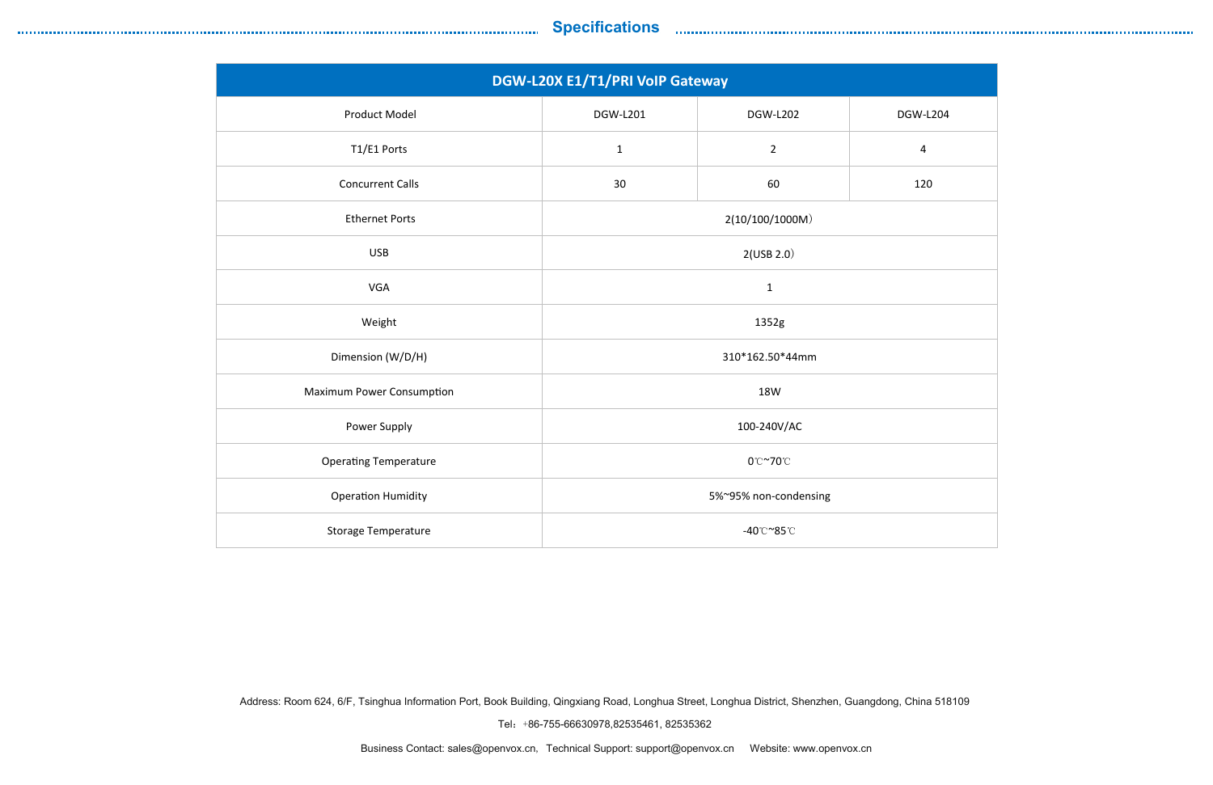## Specifications

| DGW-L20X E1/T1/PRI VoIP Gateway | | | |
|---|---|---|---|
| Product Model | DGW-L201 | DGW-L202 | DGW-L204 |
| T1/E1 Ports | 1 | 2 | 4 |
| Concurrent Calls | 30 | 60 | 120 |
| Ethernet Ports | 2(10/100/1000M） | | |
| USB | 2(USB 2.0） | | |
| VGA | 1 | | |
| Weight | 1352g | | |
| Dimension (W/D/H) | 310*162.50*44mm | | |
| Maximum Power Consumption | 18W | | |
| Power Supply | 100-240V/AC | | |
| Operating Temperature | 0℃~70℃ | | |
| Operation Humidity | 5%~95% non-condensing | | |
| Storage Temperature | -40℃~85℃ | | |

Address: Room 624, 6/F, Tsinghua Information Port, Book Building, Qingxiang Road, Longhua Street, Longhua District, Shenzhen, Guangdong, China 518109

Tel：+86-755-66630978,82535461, 82535362

Business Contact: sales@openvox.cn, Technical Support: support@openvox.cn Website: www.openvox.cn